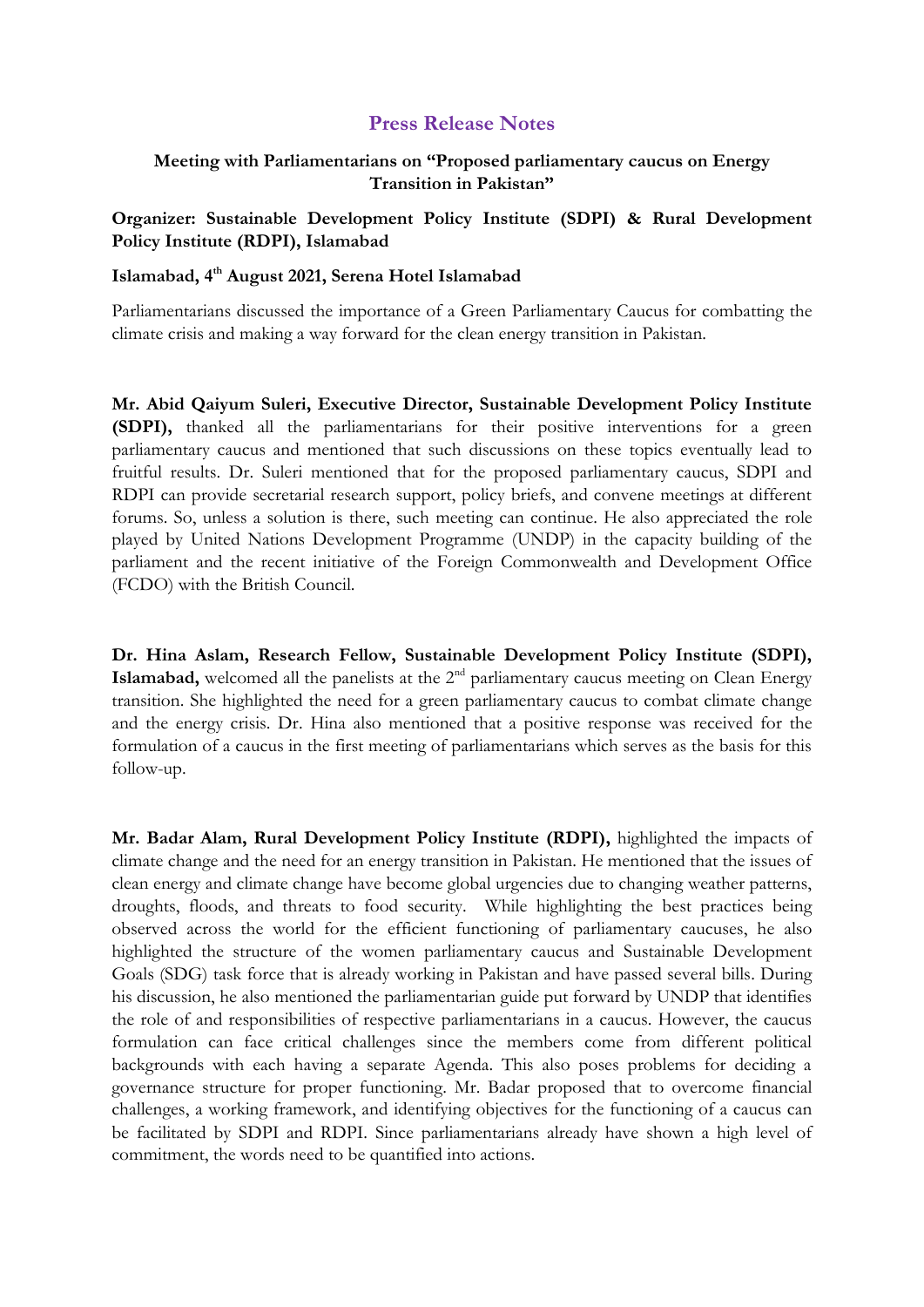# Press Release Notes

### Meeting with Parliamentarians on "Proposed parliamentary caucus on Energy Transition in Pakistan"

**Organizer: Sustainable Development Policy Institute (SDPI) & Rural Development Policy Institute (RDPI), Islamabad**

**Islamabad, 4th August 2021, Serena Hotel Islamabad**

Parliamentarians discussed the importance of a Green Parliamentary Caucus for combatting the climate crisis and making a way forward for the clean energy transition in Pakistan.

**Mr. Abid Qaiyum Suleri, Executive Director, Sustainable Development Policy Institute (SDPI),** thanked all the parliamentarians for their positive interventions for a green parliamentary caucus and mentioned that such discussions on these topics eventually lead to fruitful results. Dr. Suleri mentioned that for the proposed parliamentary caucus, SDPI and RDPI can provide secretarial research support, policy briefs, and convene meetings at different forums. So, unless a solution is there, such meeting can continue. He also appreciated the role played by United Nations Development Programme (UNDP) in the capacity building of the parliament and the recent initiative of the Foreign Commonwealth and Development Office (FCDO) with the British Council.

**Dr. Hina Aslam, Research Fellow, Sustainable Development Policy Institute (SDPI), Islamabad,** welcomed all the panelists at the 2nd parliamentary caucus meeting on Clean Energy transition. She highlighted the need for a green parliamentary caucus to combat climate change and the energy crisis. Dr. Hina also mentioned that a positive response was received for the formulation of a caucus in the first meeting of parliamentarians which serves as the basis for this follow-up.

**Mr. Badar Alam, Rural Development Policy Institute (RDPI),** highlighted the impacts of climate change and the need for an energy transition in Pakistan. He mentioned that the issues of clean energy and climate change have become global urgencies due to changing weather patterns, droughts, floods, and threats to food security. While highlighting the best practices being observed across the world for the efficient functioning of parliamentary caucuses, he also highlighted the structure of the women parliamentary caucus and Sustainable Development Goals (SDG) task force that is already working in Pakistan and have passed several bills. During his discussion, he also mentioned the parliamentarian guide put forward by UNDP that identifies the role of and responsibilities of respective parliamentarians in a caucus. However, the caucus formulation can face critical challenges since the members come from different political backgrounds with each having a separate Agenda. This also poses problems for deciding a governance structure for proper functioning. Mr. Badar proposed that to overcome financial challenges, a working framework, and identifying objectives for the functioning of a caucus can be facilitated by SDPI and RDPI. Since parliamentarians already have shown a high level of commitment, the words need to be quantified into actions.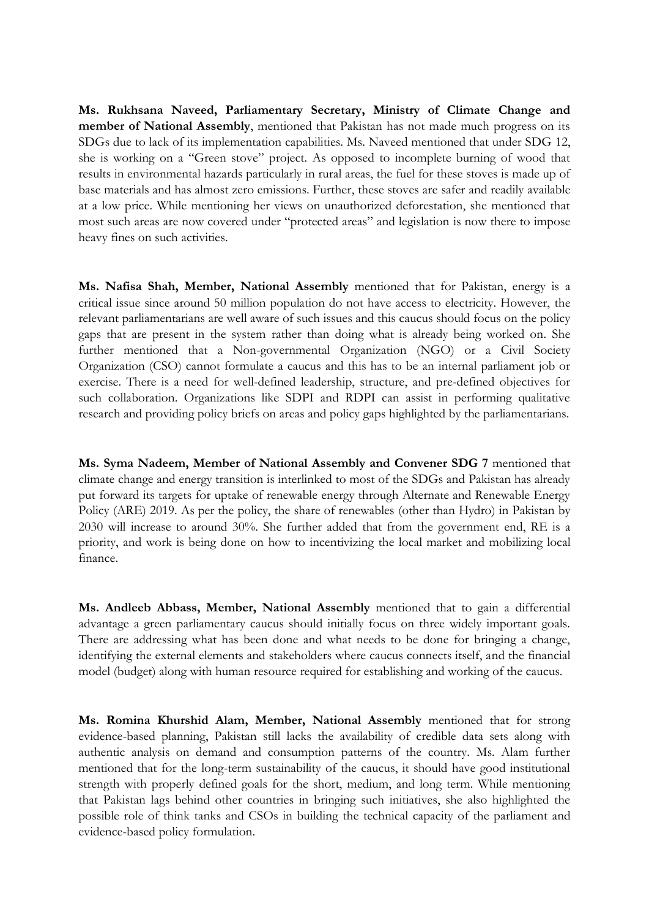**Ms. Rukhsana Naveed, Parliamentary Secretary, Ministry of Climate Change and member of National Assembly**, mentioned that Pakistan has not made much progress on its SDGs due to lack of its implementation capabilities. Ms. Naveed mentioned that under SDG 12, she is working on a "Green stove" project. As opposed to incomplete burning of wood that results in environmental hazards particularly in rural areas, the fuel for these stoves is made up of base materials and has almost zero emissions. Further, these stoves are safer and readily available at a low price. While mentioning her views on unauthorized deforestation, she mentioned that most such areas are now covered under "protected areas" and legislation is now there to impose heavy fines on such activities.

**Ms. Nafisa Shah, Member, National Assembly** mentioned that for Pakistan, energy is a critical issue since around 50 million population do not have access to electricity. However, the relevant parliamentarians are well aware of such issues and this caucus should focus on the policy gaps that are present in the system rather than doing what is already being worked on. She further mentioned that a Non-governmental Organization (NGO) or a Civil Society Organization (CSO) cannot formulate a caucus and this has to be an internal parliament job or exercise. There is a need for well-defined leadership, structure, and pre-defined objectives for such collaboration. Organizations like SDPI and RDPI can assist in performing qualitative research and providing policy briefs on areas and policy gaps highlighted by the parliamentarians.

**Ms. Syma Nadeem, Member of National Assembly and Convener SDG 7** mentioned that climate change and energy transition is interlinked to most of the SDGs and Pakistan has already put forward its targets for uptake of renewable energy through Alternate and Renewable Energy Policy (ARE) 2019. As per the policy, the share of renewables (other than Hydro) in Pakistan by 2030 will increase to around 30%. She further added that from the government end, RE is a priority, and work is being done on how to incentivizing the local market and mobilizing local finance.

**Ms. Andleeb Abbass, Member, National Assembly** mentioned that to gain a differential advantage a green parliamentary caucus should initially focus on three widely important goals. There are addressing what has been done and what needs to be done for bringing a change, identifying the external elements and stakeholders where caucus connects itself, and the financial model (budget) along with human resource required for establishing and working of the caucus.

**Ms. Romina Khurshid Alam, Member, National Assembly** mentioned that for strong evidence-based planning, Pakistan still lacks the availability of credible data sets along with authentic analysis on demand and consumption patterns of the country. Ms. Alam further mentioned that for the long-term sustainability of the caucus, it should have good institutional strength with properly defined goals for the short, medium, and long term. While mentioning that Pakistan lags behind other countries in bringing such initiatives, she also highlighted the possible role of think tanks and CSOs in building the technical capacity of the parliament and evidence-based policy formulation.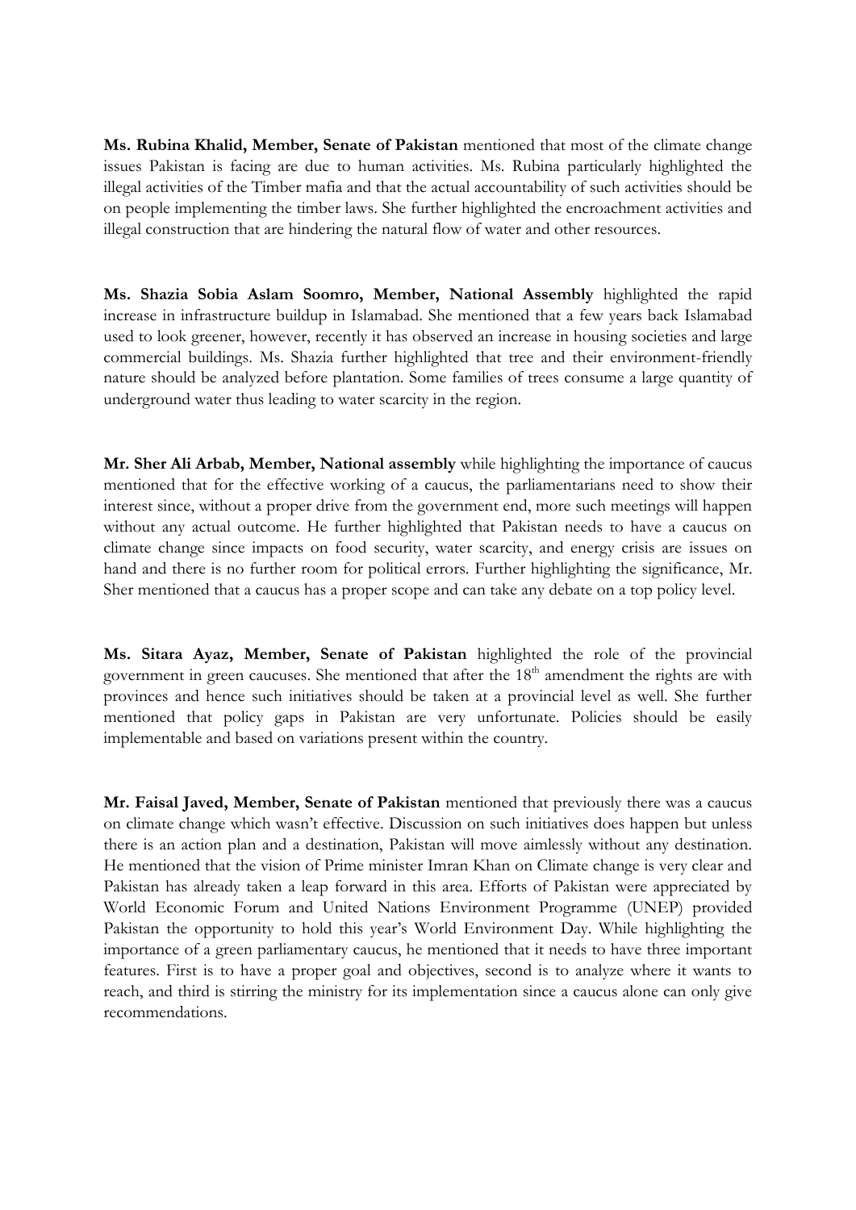**Ms. Rubina Khalid, Member, Senate of Pakistan** mentioned that most of the climate change issues Pakistan is facing are due to human activities. Ms. Rubina particularly highlighted the illegal activities of the Timber mafia and that the actual accountability of such activities should be on people implementing the timber laws. She further highlighted the encroachment activities and illegal construction that are hindering the natural flow of water and other resources.

**Ms. Shazia Sobia Aslam Soomro, Member, National Assembly** highlighted the rapid increase in infrastructure buildup in Islamabad. She mentioned that a few years back Islamabad used to look greener, however, recently it has observed an increase in housing societies and large commercial buildings. Ms. Shazia further highlighted that tree and their environment-friendly nature should be analyzed before plantation. Some families of trees consume a large quantity of underground water thus leading to water scarcity in the region.

**Mr. Sher Ali Arbab, Member, National assembly** while highlighting the importance of caucus mentioned that for the effective working of a caucus, the parliamentarians need to show their interest since, without a proper drive from the government end, more such meetings will happen without any actual outcome. He further highlighted that Pakistan needs to have a caucus on climate change since impacts on food security, water scarcity, and energy crisis are issues on hand and there is no further room for political errors. Further highlighting the significance, Mr. Sher mentioned that a caucus has a proper scope and can take any debate on a top policy level.

**Ms. Sitara Ayaz, Member, Senate of Pakistan** highlighted the role of the provincial government in green caucuses. She mentioned that after the 18th amendment the rights are with provinces and hence such initiatives should be taken at a provincial level as well. She further mentioned that policy gaps in Pakistan are very unfortunate. Policies should be easily implementable and based on variations present within the country.

**Mr. Faisal Javed, Member, Senate of Pakistan** mentioned that previously there was a caucus on climate change which wasn't effective. Discussion on such initiatives does happen but unless there is an action plan and a destination, Pakistan will move aimlessly without any destination. He mentioned that the vision of Prime minister Imran Khan on Climate change is very clear and Pakistan has already taken a leap forward in this area. Efforts of Pakistan were appreciated by World Economic Forum and United Nations Environment Programme (UNEP) provided Pakistan the opportunity to hold this year's World Environment Day. While highlighting the importance of a green parliamentary caucus, he mentioned that it needs to have three important features. First is to have a proper goal and objectives, second is to analyze where it wants to reach, and third is stirring the ministry for its implementation since a caucus alone can only give recommendations.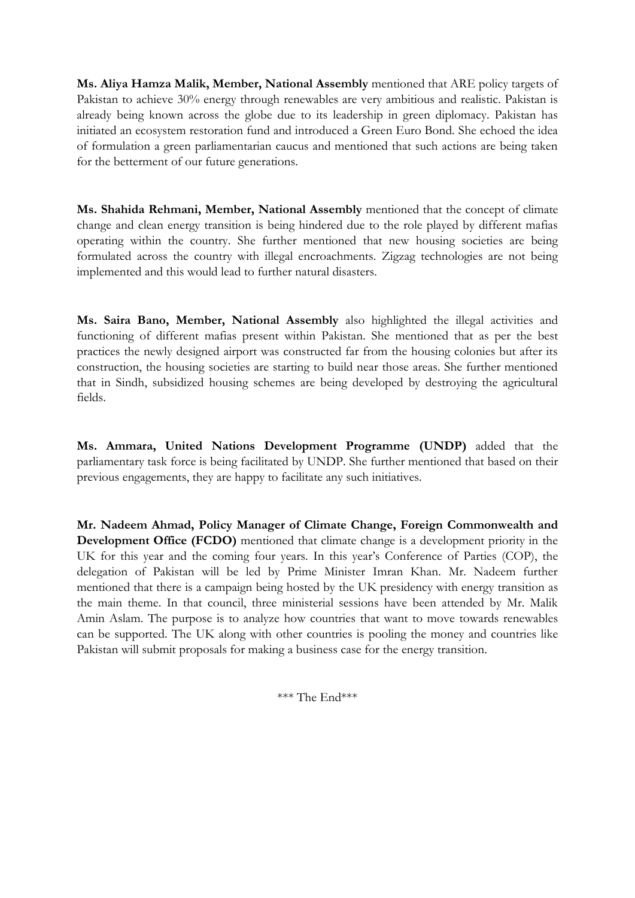**Ms. Aliya Hamza Malik, Member, National Assembly** mentioned that ARE policy targets of Pakistan to achieve 30% energy through renewables are very ambitious and realistic. Pakistan is already being known across the globe due to its leadership in green diplomacy. Pakistan has initiated an ecosystem restoration fund and introduced a Green Euro Bond. She echoed the idea of formulation a green parliamentarian caucus and mentioned that such actions are being taken for the betterment of our future generations.

**Ms. Shahida Rehmani, Member, National Assembly** mentioned that the concept of climate change and clean energy transition is being hindered due to the role played by different mafias operating within the country. She further mentioned that new housing societies are being formulated across the country with illegal encroachments. Zigzag technologies are not being implemented and this would lead to further natural disasters.

**Ms. Saira Bano, Member, National Assembly** also highlighted the illegal activities and functioning of different mafias present within Pakistan. She mentioned that as per the best practices the newly designed airport was constructed far from the housing colonies but after its construction, the housing societies are starting to build near those areas. She further mentioned that in Sindh, subsidized housing schemes are being developed by destroying the agricultural fields.

**Ms. Ammara, United Nations Development Programme (UNDP)** added that the parliamentary task force is being facilitated by UNDP. She further mentioned that based on their previous engagements, they are happy to facilitate any such initiatives.

**Mr. Nadeem Ahmad, Policy Manager of Climate Change, Foreign Commonwealth and Development Office (FCDO)** mentioned that climate change is a development priority in the UK for this year and the coming four years. In this year's Conference of Parties (COP), the delegation of Pakistan will be led by Prime Minister Imran Khan. Mr. Nadeem further mentioned that there is a campaign being hosted by the UK presidency with energy transition as the main theme. In that council, three ministerial sessions have been attended by Mr. Malik Amin Aslam. The purpose is to analyze how countries that want to move towards renewables can be supported. The UK along with other countries is pooling the money and countries like Pakistan will submit proposals for making a business case for the energy transition.

*** The End***